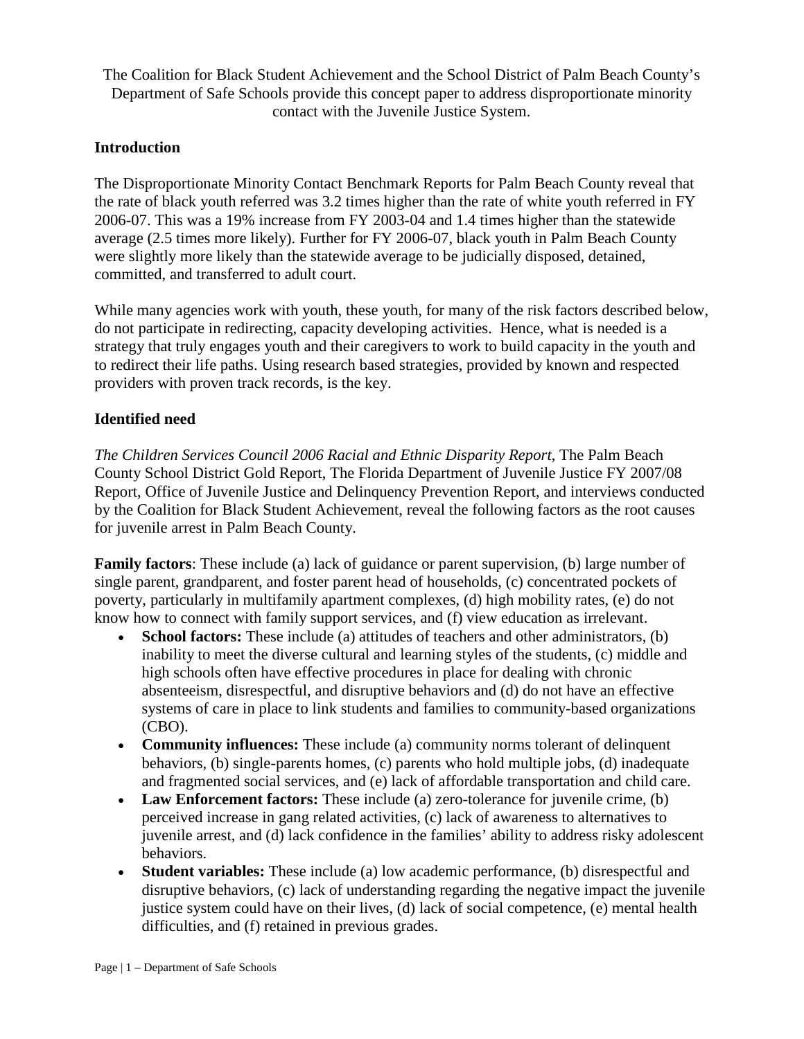The Coalition for Black Student Achievement and the School District of Palm Beach County's Department of Safe Schools provide this concept paper to address disproportionate minority contact with the Juvenile Justice System.

## Introduction

The Disproportionate Minority Contact Benchmark Reports for Palm Beach County reveal that the rate of black youth referred was 3.2 times higher than the rate of white youth referred in FY 2006-07. This was a 19% increase from FY 2003-04 and 1.4 times higher than the statewide average (2.5 times more likely). Further for FY 2006-07, black youth in Palm Beach County were slightly more likely than the statewide average to be judicially disposed, detained, committed, and transferred to adult court.

While many agencies work with youth, these youth, for many of the risk factors described below, do not participate in redirecting, capacity developing activities. Hence, what is needed is a strategy that truly engages youth and their caregivers to work to build capacity in the youth and to redirect their life paths. Using research based strategies, provided by known and respected providers with proven track records, is the key.

## Identified need

*The Children Services Council 2006 Racial and Ethnic Disparity Report*, The Palm Beach County School District Gold Report, The Florida Department of Juvenile Justice FY 2007/08 Report, Office of Juvenile Justice and Delinquency Prevention Report, and interviews conducted by the Coalition for Black Student Achievement, reveal the following factors as the root causes for juvenile arrest in Palm Beach County.

**Family factors**: These include (a) lack of guidance or parent supervision, (b) large number of single parent, grandparent, and foster parent head of households, (c) concentrated pockets of poverty, particularly in multifamily apartment complexes, (d) high mobility rates, (e) do not know how to connect with family support services, and (f) view education as irrelevant.

- **School factors:** These include (a) attitudes of teachers and other administrators, (b) inability to meet the diverse cultural and learning styles of the students, (c) middle and high schools often have effective procedures in place for dealing with chronic absenteeism, disrespectful, and disruptive behaviors and (d) do not have an effective systems of care in place to link students and families to community-based organizations (CBO).
- **Community influences:** These include (a) community norms tolerant of delinquent behaviors, (b) single-parents homes, (c) parents who hold multiple jobs, (d) inadequate and fragmented social services, and (e) lack of affordable transportation and child care.
- **Law Enforcement factors:** These include (a) zero-tolerance for juvenile crime, (b) perceived increase in gang related activities, (c) lack of awareness to alternatives to juvenile arrest, and (d) lack confidence in the families' ability to address risky adolescent behaviors.
- **Student variables:** These include (a) low academic performance, (b) disrespectful and disruptive behaviors, (c) lack of understanding regarding the negative impact the juvenile justice system could have on their lives, (d) lack of social competence, (e) mental health difficulties, and (f) retained in previous grades.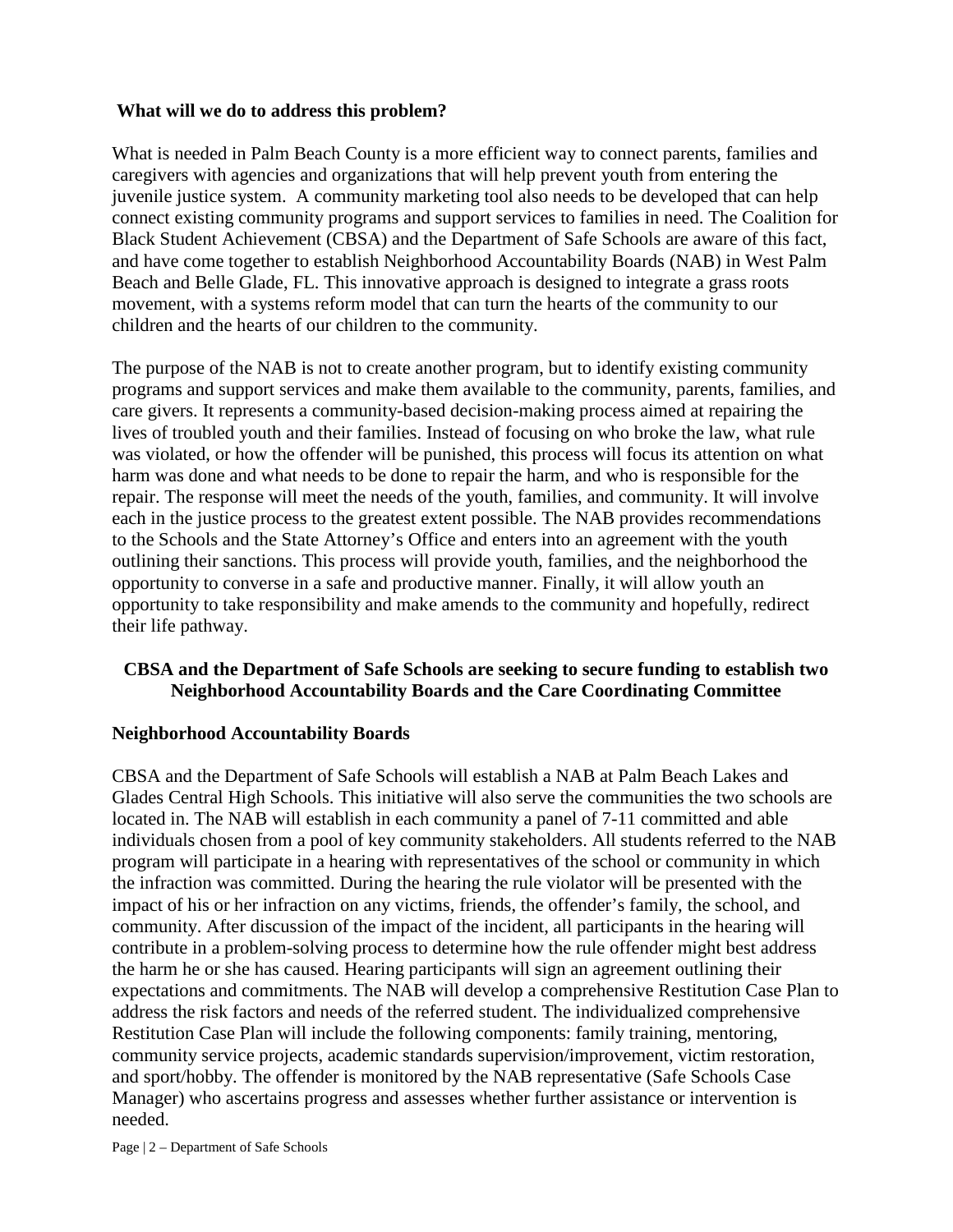**What will we do to address this problem?**

What is needed in Palm Beach County is a more efficient way to connect parents, families and caregivers with agencies and organizations that will help prevent youth from entering the juvenile justice system. A community marketing tool also needs to be developed that can help connect existing community programs and support services to families in need. The Coalition for Black Student Achievement (CBSA) and the Department of Safe Schools are aware of this fact, and have come together to establish Neighborhood Accountability Boards (NAB) in West Palm Beach and Belle Glade, FL. This innovative approach is designed to integrate a grass roots movement, with a systems reform model that can turn the hearts of the community to our children and the hearts of our children to the community.

The purpose of the NAB is not to create another program, but to identify existing community programs and support services and make them available to the community, parents, families, and care givers. It represents a community-based decision-making process aimed at repairing the lives of troubled youth and their families. Instead of focusing on who broke the law, what rule was violated, or how the offender will be punished, this process will focus its attention on what harm was done and what needs to be done to repair the harm, and who is responsible for the repair. The response will meet the needs of the youth, families, and community. It will involve each in the justice process to the greatest extent possible. The NAB provides recommendations to the Schools and the State Attorney's Office and enters into an agreement with the youth outlining their sanctions. This process will provide youth, families, and the neighborhood the opportunity to converse in a safe and productive manner. Finally, it will allow youth an opportunity to take responsibility and make amends to the community and hopefully, redirect their life pathway.

**CBSA and the Department of Safe Schools are seeking to secure funding to establish two Neighborhood Accountability Boards and the Care Coordinating Committee**

**Neighborhood Accountability Boards**

CBSA and the Department of Safe Schools will establish a NAB at Palm Beach Lakes and Glades Central High Schools. This initiative will also serve the communities the two schools are located in. The NAB will establish in each community a panel of 7-11 committed and able individuals chosen from a pool of key community stakeholders. All students referred to the NAB program will participate in a hearing with representatives of the school or community in which the infraction was committed. During the hearing the rule violator will be presented with the impact of his or her infraction on any victims, friends, the offender's family, the school, and community. After discussion of the impact of the incident, all participants in the hearing will contribute in a problem-solving process to determine how the rule offender might best address the harm he or she has caused. Hearing participants will sign an agreement outlining their expectations and commitments. The NAB will develop a comprehensive Restitution Case Plan to address the risk factors and needs of the referred student. The individualized comprehensive Restitution Case Plan will include the following components: family training, mentoring, community service projects, academic standards supervision/improvement, victim restoration, and sport/hobby. The offender is monitored by the NAB representative (Safe Schools Case Manager) who ascertains progress and assesses whether further assistance or intervention is needed.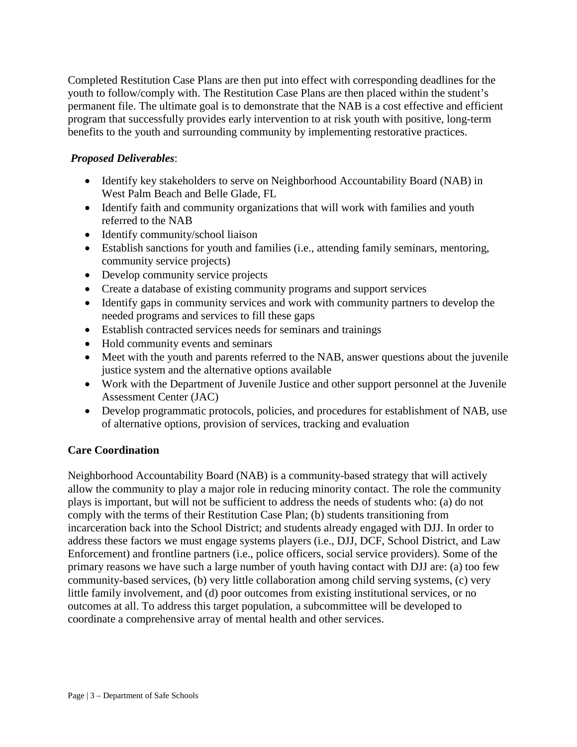Completed Restitution Case Plans are then put into effect with corresponding deadlines for the youth to follow/comply with. The Restitution Case Plans are then placed within the student's permanent file. The ultimate goal is to demonstrate that the NAB is a cost effective and efficient program that successfully provides early intervention to at risk youth with positive, long-term benefits to the youth and surrounding community by implementing restorative practices.

***Proposed Deliverables***:

- Identify key stakeholders to serve on Neighborhood Accountability Board (NAB) in West Palm Beach and Belle Glade, FL
- Identify faith and community organizations that will work with families and youth referred to the NAB
- Identify community/school liaison
- Establish sanctions for youth and families (i.e., attending family seminars, mentoring, community service projects)
- Develop community service projects
- Create a database of existing community programs and support services
- Identify gaps in community services and work with community partners to develop the needed programs and services to fill these gaps
- Establish contracted services needs for seminars and trainings
- Hold community events and seminars
- Meet with the youth and parents referred to the NAB, answer questions about the juvenile justice system and the alternative options available
- Work with the Department of Juvenile Justice and other support personnel at the Juvenile Assessment Center (JAC)
- Develop programmatic protocols, policies, and procedures for establishment of NAB, use of alternative options, provision of services, tracking and evaluation

**Care Coordination**

Neighborhood Accountability Board (NAB) is a community-based strategy that will actively allow the community to play a major role in reducing minority contact. The role the community plays is important, but will not be sufficient to address the needs of students who: (a) do not comply with the terms of their Restitution Case Plan; (b) students transitioning from incarceration back into the School District; and students already engaged with DJJ. In order to address these factors we must engage systems players (i.e., DJJ, DCF, School District, and Law Enforcement) and frontline partners (i.e., police officers, social service providers). Some of the primary reasons we have such a large number of youth having contact with DJJ are: (a) too few community-based services, (b) very little collaboration among child serving systems, (c) very little family involvement, and (d) poor outcomes from existing institutional services, or no outcomes at all. To address this target population, a subcommittee will be developed to coordinate a comprehensive array of mental health and other services.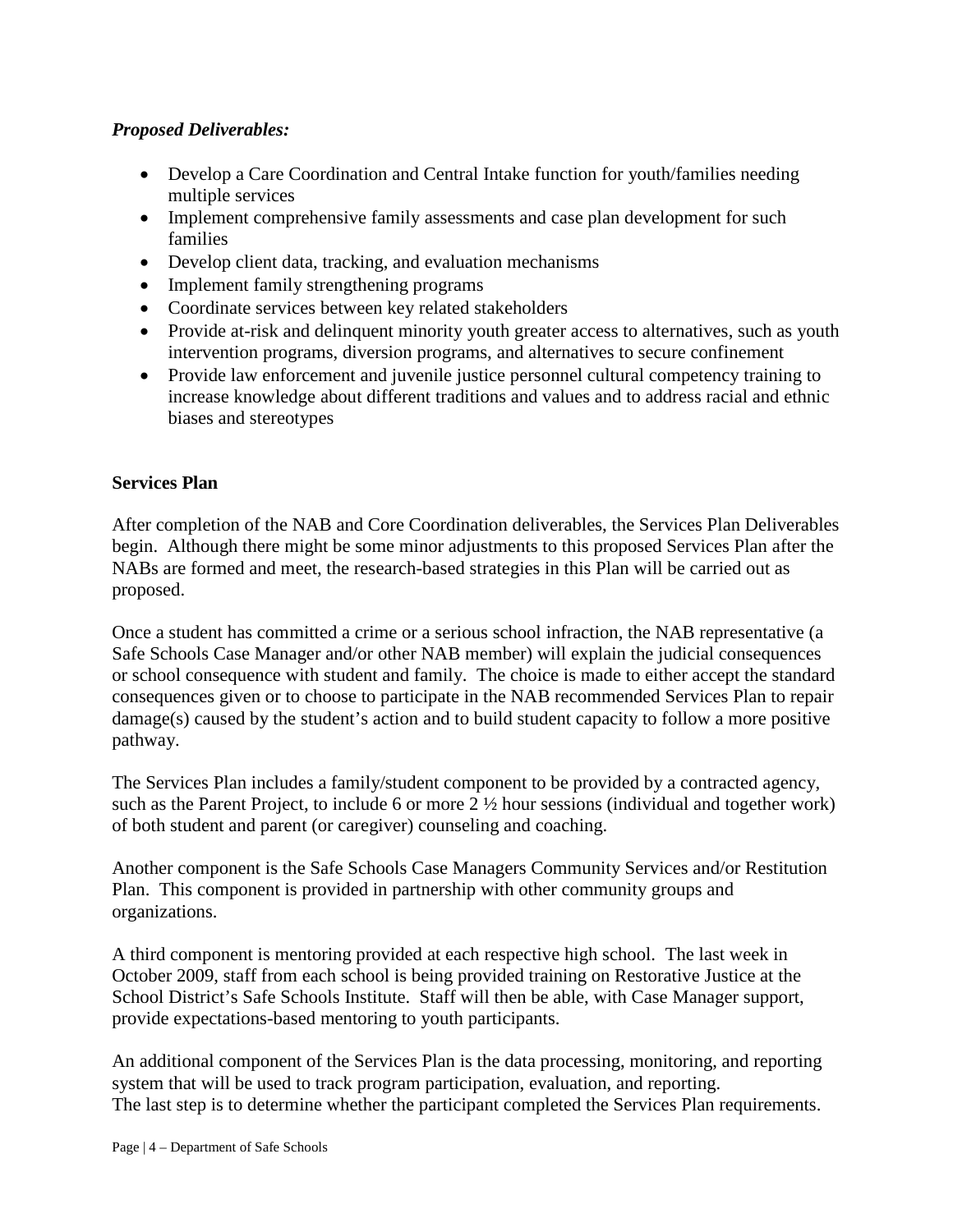***Proposed Deliverables:***

- Develop a Care Coordination and Central Intake function for youth/families needing multiple services
- Implement comprehensive family assessments and case plan development for such families
- Develop client data, tracking, and evaluation mechanisms
- Implement family strengthening programs
- Coordinate services between key related stakeholders
- Provide at-risk and delinquent minority youth greater access to alternatives, such as youth intervention programs, diversion programs, and alternatives to secure confinement
- Provide law enforcement and juvenile justice personnel cultural competency training to increase knowledge about different traditions and values and to address racial and ethnic biases and stereotypes

**Services Plan**

After completion of the NAB and Core Coordination deliverables, the Services Plan Deliverables begin. Although there might be some minor adjustments to this proposed Services Plan after the NABs are formed and meet, the research-based strategies in this Plan will be carried out as proposed.

Once a student has committed a crime or a serious school infraction, the NAB representative (a Safe Schools Case Manager and/or other NAB member) will explain the judicial consequences or school consequence with student and family. The choice is made to either accept the standard consequences given or to choose to participate in the NAB recommended Services Plan to repair damage(s) caused by the student's action and to build student capacity to follow a more positive pathway.

The Services Plan includes a family/student component to be provided by a contracted agency, such as the Parent Project, to include 6 or more 2 ½ hour sessions (individual and together work) of both student and parent (or caregiver) counseling and coaching.

Another component is the Safe Schools Case Managers Community Services and/or Restitution Plan. This component is provided in partnership with other community groups and organizations.

A third component is mentoring provided at each respective high school. The last week in October 2009, staff from each school is being provided training on Restorative Justice at the School District's Safe Schools Institute. Staff will then be able, with Case Manager support, provide expectations-based mentoring to youth participants.

An additional component of the Services Plan is the data processing, monitoring, and reporting system that will be used to track program participation, evaluation, and reporting.
The last step is to determine whether the participant completed the Services Plan requirements.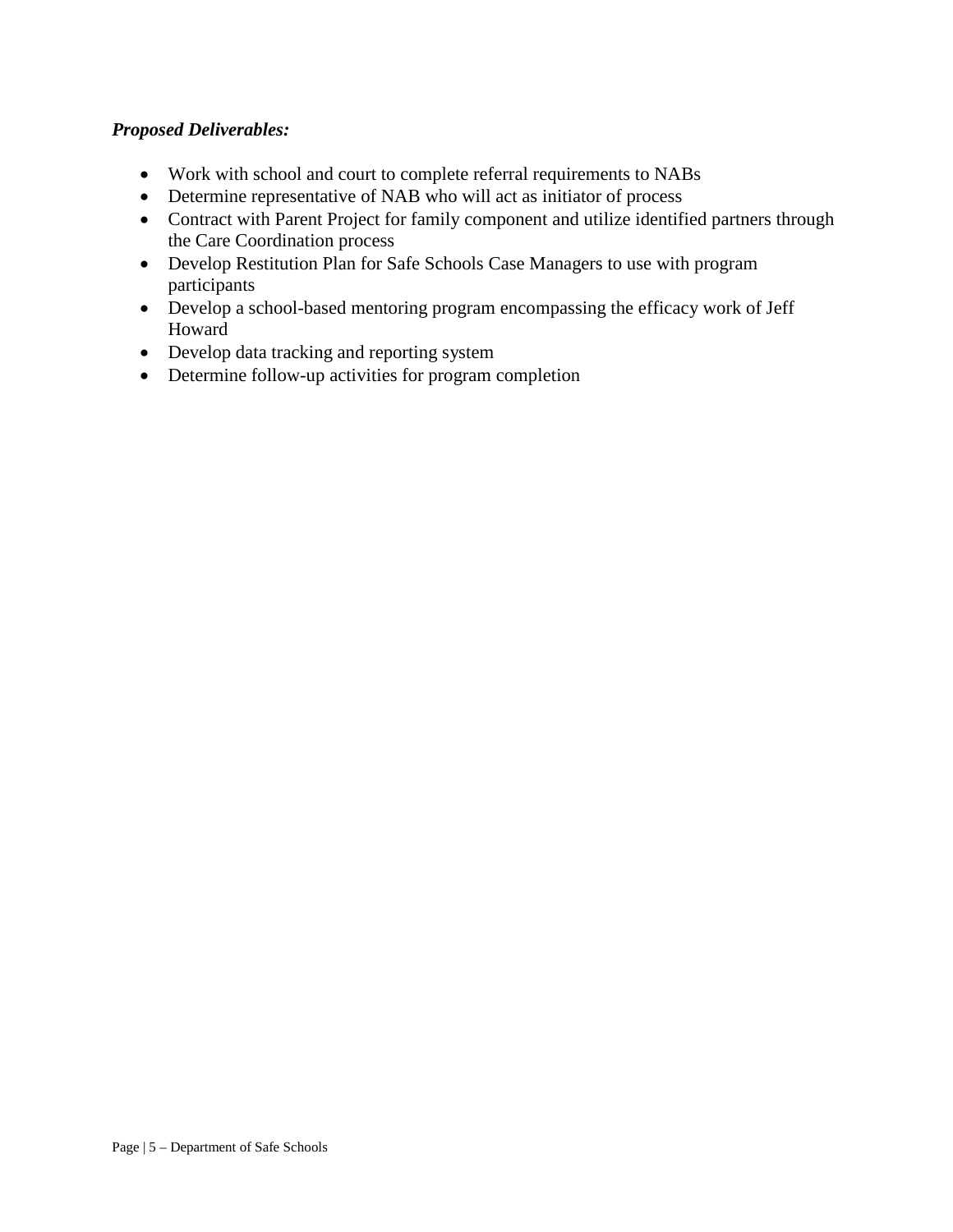***Proposed Deliverables:***

- Work with school and court to complete referral requirements to NABs
- Determine representative of NAB who will act as initiator of process
- Contract with Parent Project for family component and utilize identified partners through the Care Coordination process
- Develop Restitution Plan for Safe Schools Case Managers to use with program participants
- Develop a school-based mentoring program encompassing the efficacy work of Jeff Howard
- Develop data tracking and reporting system
- Determine follow-up activities for program completion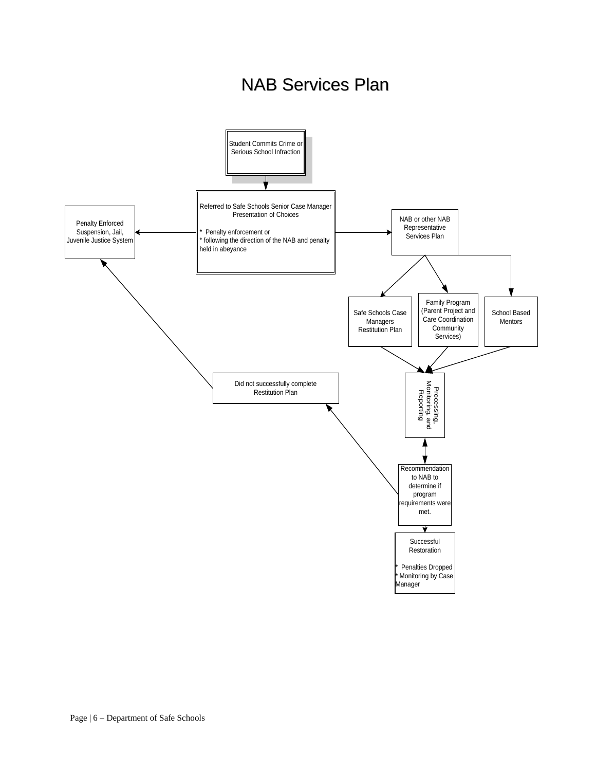# NAB Services Plan

Student Commits Crime or Serious School Infraction

Referred to Safe Schools Senior Case Manager Presentation of Choices

* Penalty enforcement or
* following the direction of the NAB and penalty held in abeyance

Penalty Enforced Suspension, Jail, Juvenile Justice System

NAB or other NAB Representative Services Plan

Safe Schools Case Managers Restitution Plan

Family Program (Parent Project and Care Coordination Community Services)

School Based Mentors

Processing, Monitoring, and Reporting

Did not successfully complete Restitution Plan

Recommendation to NAB to determine if program requirements were met.

Successful Restoration

* Penalties Dropped
* Monitoring by Case Manager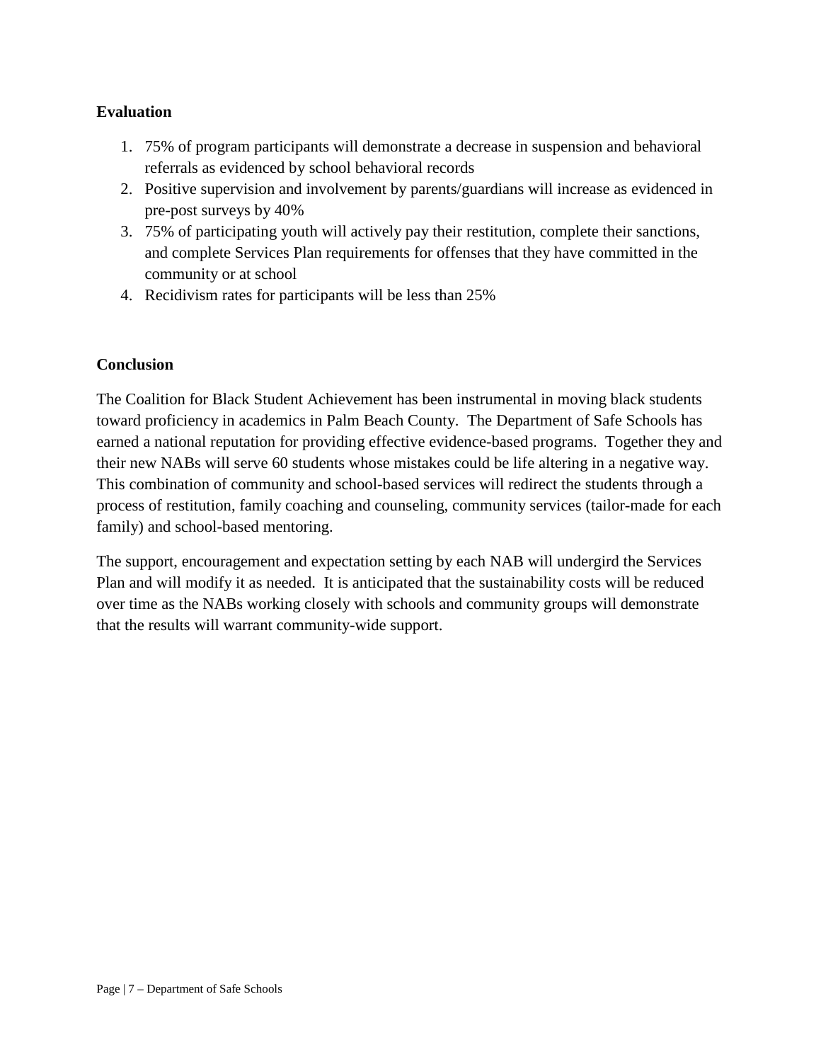**Evaluation**

1. 75% of program participants will demonstrate a decrease in suspension and behavioral referrals as evidenced by school behavioral records
2. Positive supervision and involvement by parents/guardians will increase as evidenced in pre-post surveys by 40%
3. 75% of participating youth will actively pay their restitution, complete their sanctions, and complete Services Plan requirements for offenses that they have committed in the community or at school
4. Recidivism rates for participants will be less than 25%

**Conclusion**

The Coalition for Black Student Achievement has been instrumental in moving black students toward proficiency in academics in Palm Beach County. The Department of Safe Schools has earned a national reputation for providing effective evidence-based programs. Together they and their new NABs will serve 60 students whose mistakes could be life altering in a negative way. This combination of community and school-based services will redirect the students through a process of restitution, family coaching and counseling, community services (tailor-made for each family) and school-based mentoring.

The support, encouragement and expectation setting by each NAB will undergird the Services Plan and will modify it as needed. It is anticipated that the sustainability costs will be reduced over time as the NABs working closely with schools and community groups will demonstrate that the results will warrant community-wide support.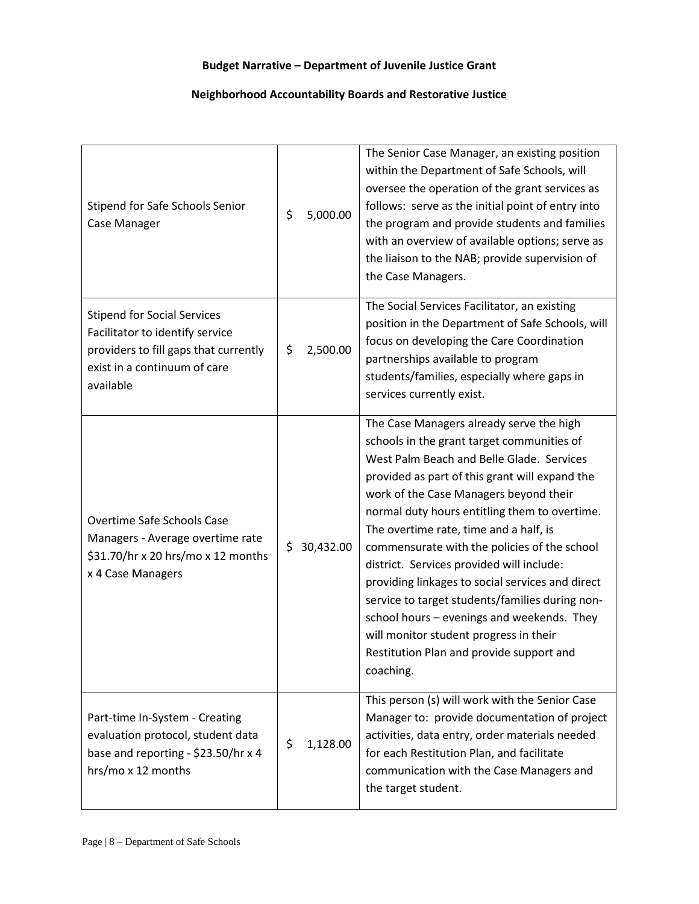**Budget Narrative – Department of Juvenile Justice Grant**

**Neighborhood Accountability Boards and Restorative Justice**

| | | |
|---|---|---|
| Stipend for Safe Schools Senior Case Manager | $ 5,000.00 | The Senior Case Manager, an existing position within the Department of Safe Schools, will oversee the operation of the grant services as follows: serve as the initial point of entry into the program and provide students and families with an overview of available options; serve as the liaison to the NAB; provide supervision of the Case Managers. |
| Stipend for Social Services Facilitator to identify service providers to fill gaps that currently exist in a continuum of care available | $ 2,500.00 | The Social Services Facilitator, an existing position in the Department of Safe Schools, will focus on developing the Care Coordination partnerships available to program students/families, especially where gaps in services currently exist. |
| Overtime Safe Schools Case Managers - Average overtime rate $31.70/hr x 20 hrs/mo x 12 months x 4 Case Managers | $ 30,432.00 | The Case Managers already serve the high schools in the grant target communities of West Palm Beach and Belle Glade. Services provided as part of this grant will expand the work of the Case Managers beyond their normal duty hours entitling them to overtime. The overtime rate, time and a half, is commensurate with the policies of the school district. Services provided will include: providing linkages to social services and direct service to target students/families during non-school hours – evenings and weekends. They will monitor student progress in their Restitution Plan and provide support and coaching. |
| Part-time In-System - Creating evaluation protocol, student data base and reporting - $23.50/hr x 4 hrs/mo x 12 months | $ 1,128.00 | This person (s) will work with the Senior Case Manager to: provide documentation of project activities, data entry, order materials needed for each Restitution Plan, and facilitate communication with the Case Managers and the target student. |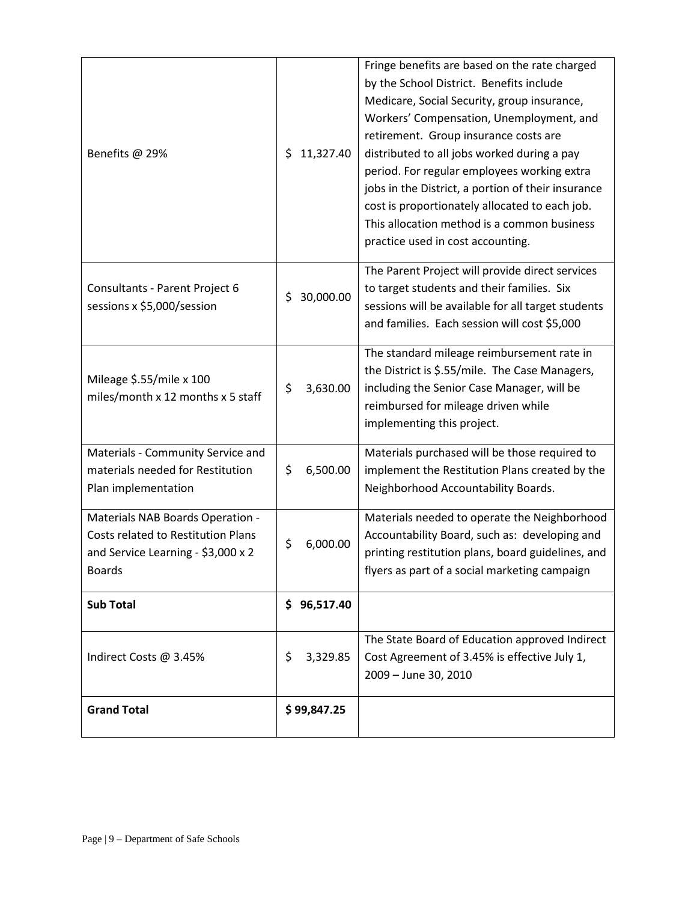| | | |
|---|---|---|
| Benefits @ 29% | $ 11,327.40 | Fringe benefits are based on the rate charged by the School District. Benefits include Medicare, Social Security, group insurance, Workers' Compensation, Unemployment, and retirement. Group insurance costs are distributed to all jobs worked during a pay period. For regular employees working extra jobs in the District, a portion of their insurance cost is proportionately allocated to each job. This allocation method is a common business practice used in cost accounting. |
| Consultants - Parent Project 6 sessions x $5,000/session | $ 30,000.00 | The Parent Project will provide direct services to target students and their families. Six sessions will be available for all target students and families. Each session will cost $5,000 |
| Mileage $.55/mile x 100 miles/month x 12 months x 5 staff | $ 3,630.00 | The standard mileage reimbursement rate in the District is $.55/mile. The Case Managers, including the Senior Case Manager, will be reimbursed for mileage driven while implementing this project. |
| Materials - Community Service and materials needed for Restitution Plan implementation | $ 6,500.00 | Materials purchased will be those required to implement the Restitution Plans created by the Neighborhood Accountability Boards. |
| Materials NAB Boards Operation - Costs related to Restitution Plans and Service Learning - $3,000 x 2 Boards | $ 6,000.00 | Materials needed to operate the Neighborhood Accountability Board, such as: developing and printing restitution plans, board guidelines, and flyers as part of a social marketing campaign |
| **Sub Total** | **$ 96,517.40** | |
| Indirect Costs @ 3.45% | $ 3,329.85 | The State Board of Education approved Indirect Cost Agreement of 3.45% is effective July 1, 2009 – June 30, 2010 |
| **Grand Total** | **$ 99,847.25** | |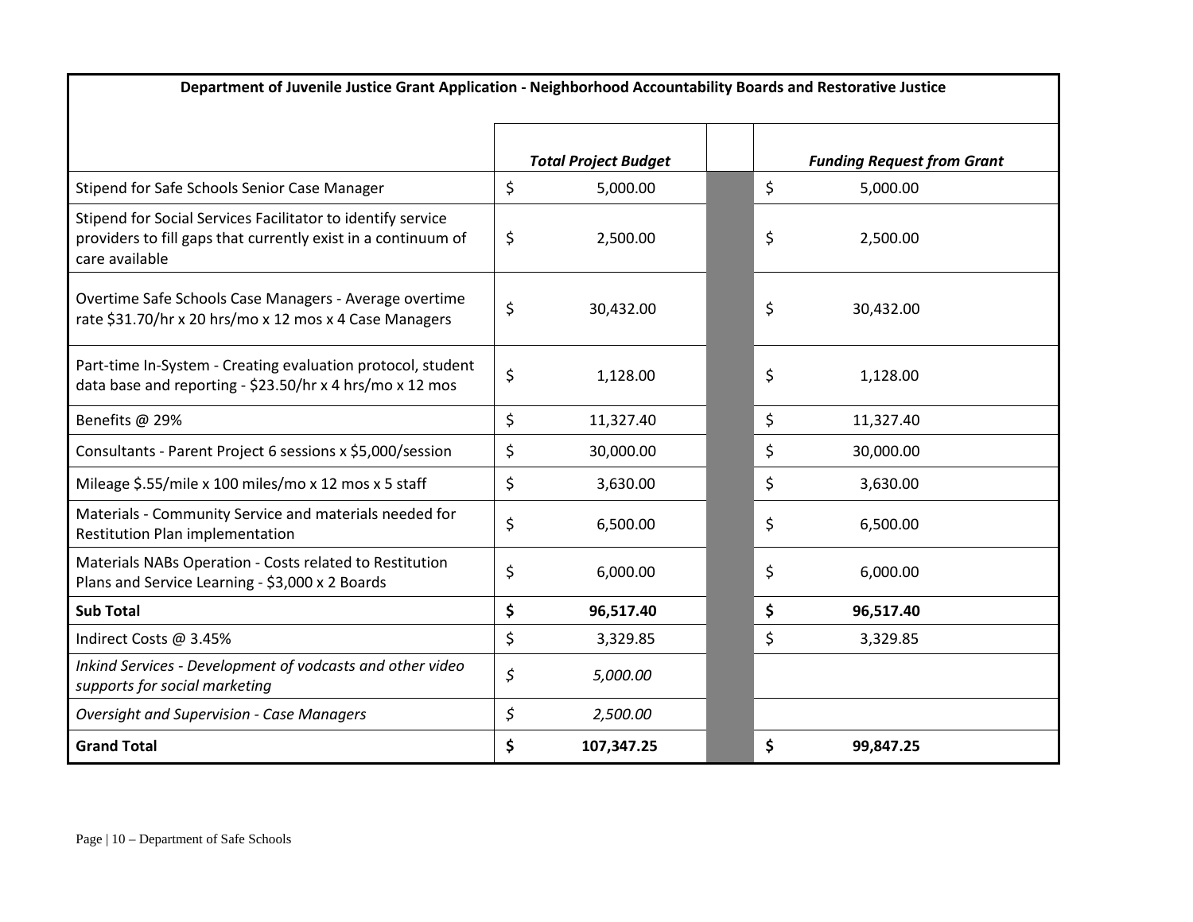| Department of Juvenile Justice Grant Application - Neighborhood Accountability Boards and Restorative Justice | | | |
|---|---|---|---|
| | ***Total Project Budget*** | | ***Funding Request from Grant*** |
| Stipend for Safe Schools Senior Case Manager | $ 5,000.00 | | $ 5,000.00 |
| Stipend for Social Services Facilitator to identify service providers to fill gaps that currently exist in a continuum of care available | $ 2,500.00 | | $ 2,500.00 |
| Overtime Safe Schools Case Managers - Average overtime rate $31.70/hr x 20 hrs/mo x 12 mos x 4 Case Managers | $ 30,432.00 | | $ 30,432.00 |
| Part-time In-System - Creating evaluation protocol, student data base and reporting - $23.50/hr x 4 hrs/mo x 12 mos | $ 1,128.00 | | $ 1,128.00 |
| Benefits @ 29% | $ 11,327.40 | | $ 11,327.40 |
| Consultants - Parent Project 6 sessions x $5,000/session | $ 30,000.00 | | $ 30,000.00 |
| Mileage $.55/mile x 100 miles/mo x 12 mos x 5 staff | $ 3,630.00 | | $ 3,630.00 |
| Materials - Community Service and materials needed for Restitution Plan implementation | $ 6,500.00 | | $ 6,500.00 |
| Materials NABs Operation - Costs related to Restitution Plans and Service Learning - $3,000 x 2 Boards | $ 6,000.00 | | $ 6,000.00 |
| **Sub Total** | **$ 96,517.40** | | **$ 96,517.40** |
| Indirect Costs @ 3.45% | $ 3,329.85 | | $ 3,329.85 |
| *Inkind Services - Development of vodcasts and other video supports for social marketing* | *$ 5,000.00* | | |
| *Oversight and Supervision - Case Managers* | *$ 2,500.00* | | |
| **Grand Total** | **$ 107,347.25** | | **$ 99,847.25** |